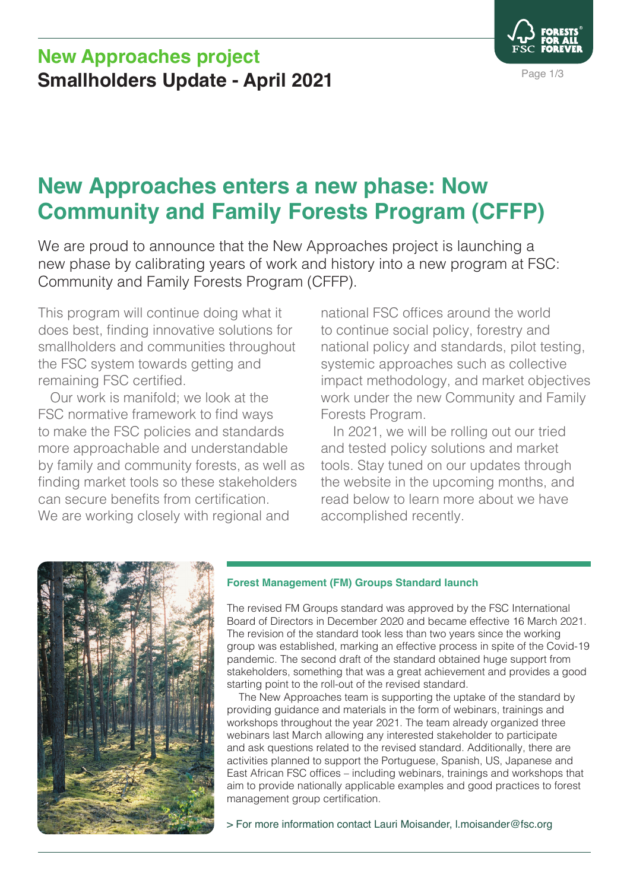## New Approaches project
**Smallholders Update - April 2021**

# New Approaches enters a new phase: Now Community and Family Forests Program (CFFP)

We are proud to announce that the New Approaches project is launching a new phase by calibrating years of work and history into a new program at FSC: Community and Family Forests Program (CFFP).

This program will continue doing what it does best, finding innovative solutions for smallholders and communities throughout the FSC system towards getting and remaining FSC certified.

Our work is manifold; we look at the FSC normative framework to find ways to make the FSC policies and standards more approachable and understandable by family and community forests, as well as finding market tools so these stakeholders can secure benefits from certification. We are working closely with regional and national FSC offices around the world to continue social policy, forestry and national policy and standards, pilot testing, systemic approaches such as collective impact methodology, and market objectives work under the new Community and Family Forests Program.

In 2021, we will be rolling out our tried and tested policy solutions and market tools. Stay tuned on our updates through the website in the upcoming months, and read below to learn more about we have accomplished recently.

### Forest Management (FM) Groups Standard launch

The revised FM Groups standard was approved by the FSC International Board of Directors in December 2020 and became effective 16 March 2021. The revision of the standard took less than two years since the working group was established, marking an effective process in spite of the Covid-19 pandemic. The second draft of the standard obtained huge support from stakeholders, something that was a great achievement and provides a good starting point to the roll-out of the revised standard.

The New Approaches team is supporting the uptake of the standard by providing guidance and materials in the form of webinars, trainings and workshops throughout the year 2021. The team already organized three webinars last March allowing any interested stakeholder to participate and ask questions related to the revised standard. Additionally, there are activities planned to support the Portuguese, Spanish, US, Japanese and East African FSC offices – including webinars, trainings and workshops that aim to provide nationally applicable examples and good practices to forest management group certification.

> For more information contact Lauri Moisander, l.moisander@fsc.org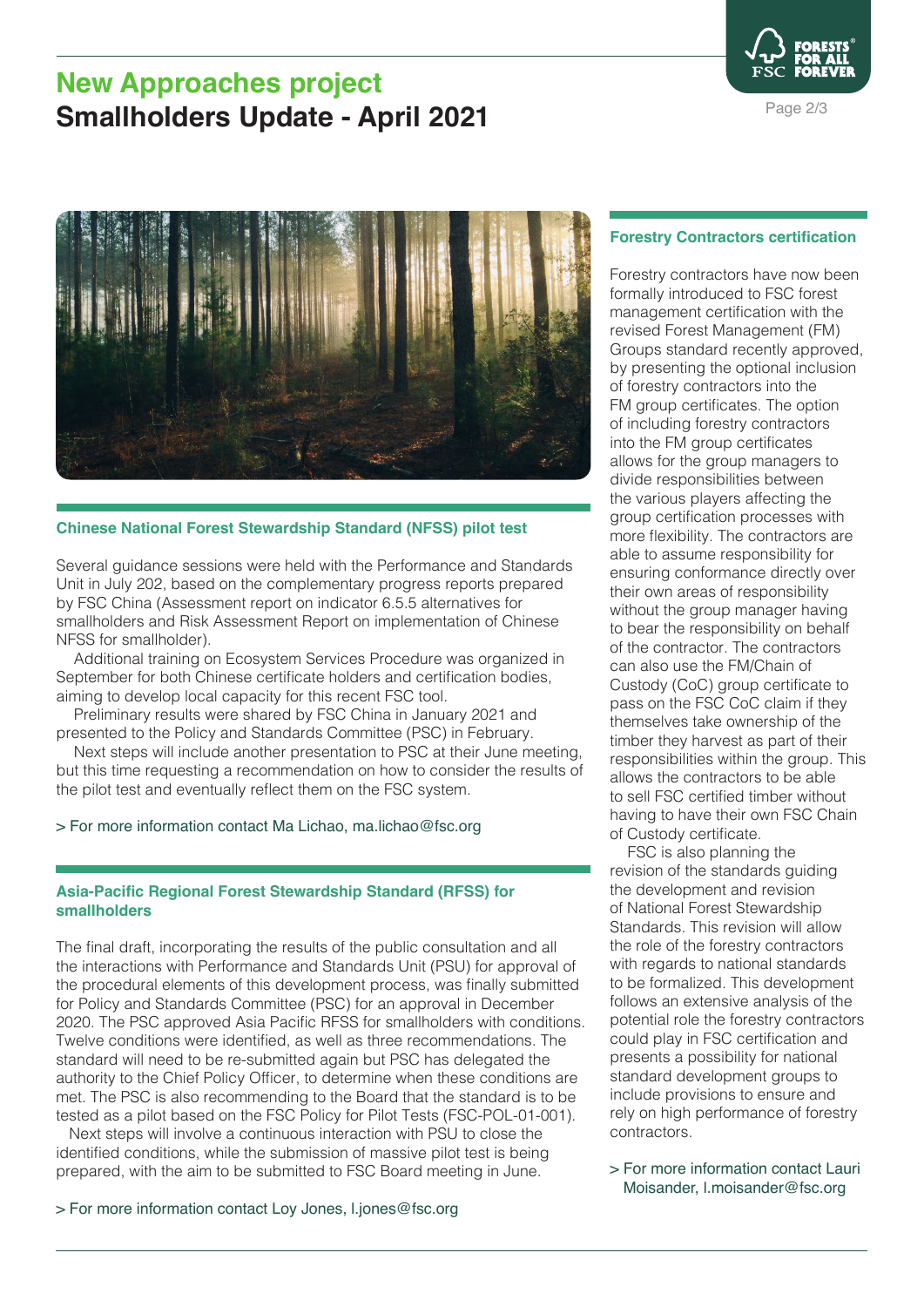# New Approaches project
# Smallholders Update - April 2021

## Chinese National Forest Stewardship Standard (NFSS) pilot test

Several guidance sessions were held with the Performance and Standards Unit in July 202, based on the complementary progress reports prepared by FSC China (Assessment report on indicator 6.5.5 alternatives for smallholders and Risk Assessment Report on implementation of Chinese NFSS for smallholder).

Additional training on Ecosystem Services Procedure was organized in September for both Chinese certificate holders and certification bodies, aiming to develop local capacity for this recent FSC tool.

Preliminary results were shared by FSC China in January 2021 and presented to the Policy and Standards Committee (PSC) in February.

Next steps will include another presentation to PSC at their June meeting, but this time requesting a recommendation on how to consider the results of the pilot test and eventually reflect them on the FSC system.

> For more information contact Ma Lichao, ma.lichao@fsc.org

## Asia-Pacific Regional Forest Stewardship Standard (RFSS) for smallholders

The final draft, incorporating the results of the public consultation and all the interactions with Performance and Standards Unit (PSU) for approval of the procedural elements of this development process, was finally submitted for Policy and Standards Committee (PSC) for an approval in December 2020. The PSC approved Asia Pacific RFSS for smallholders with conditions. Twelve conditions were identified, as well as three recommendations. The standard will need to be re-submitted again but PSC has delegated the authority to the Chief Policy Officer, to determine when these conditions are met. The PSC is also recommending to the Board that the standard is to be tested as a pilot based on the FSC Policy for Pilot Tests (FSC-POL-01-001).

Next steps will involve a continuous interaction with PSU to close the identified conditions, while the submission of massive pilot test is being prepared, with the aim to be submitted to FSC Board meeting in June.

> For more information contact Loy Jones, l.jones@fsc.org

## Forestry Contractors certification

Forestry contractors have now been formally introduced to FSC forest management certification with the revised Forest Management (FM) Groups standard recently approved, by presenting the optional inclusion of forestry contractors into the FM group certificates. The option of including forestry contractors into the FM group certificates allows for the group managers to divide responsibilities between the various players affecting the group certification processes with more flexibility. The contractors are able to assume responsibility for ensuring conformance directly over their own areas of responsibility without the group manager having to bear the responsibility on behalf of the contractor. The contractors can also use the FM/Chain of Custody (CoC) group certificate to pass on the FSC CoC claim if they themselves take ownership of the timber they harvest as part of their responsibilities within the group. This allows the contractors to be able to sell FSC certified timber without having to have their own FSC Chain of Custody certificate.

FSC is also planning the revision of the standards guiding the development and revision of National Forest Stewardship Standards. This revision will allow the role of the forestry contractors with regards to national standards to be formalized. This development follows an extensive analysis of the potential role the forestry contractors could play in FSC certification and presents a possibility for national standard development groups to include provisions to ensure and rely on high performance of forestry contractors.

> For more information contact Lauri Moisander, l.moisander@fsc.org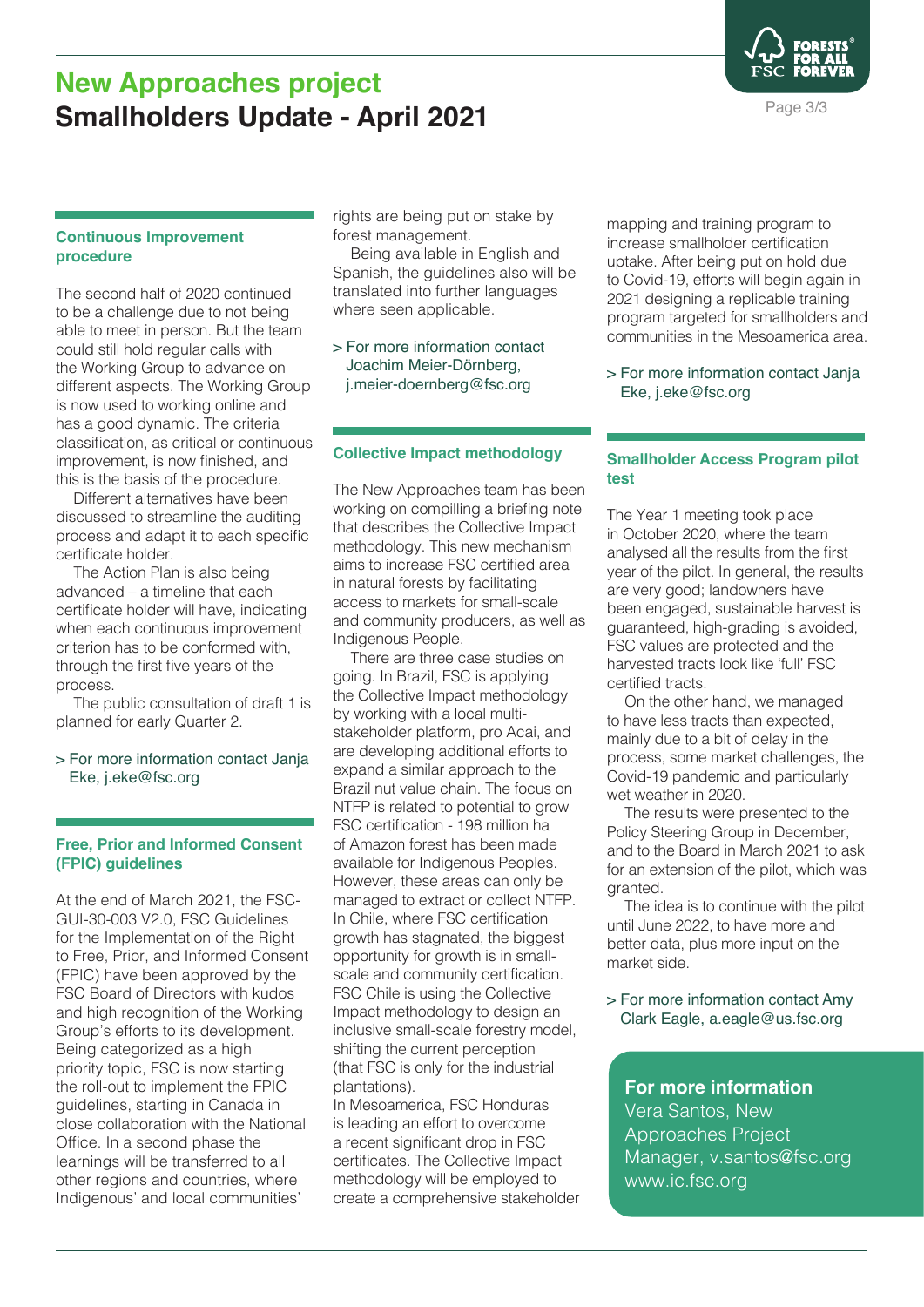# New Approaches project
# Smallholders Update - April 2021

## Continuous Improvement procedure

The second half of 2020 continued to be a challenge due to not being able to meet in person. But the team could still hold regular calls with the Working Group to advance on different aspects. The Working Group is now used to working online and has a good dynamic. The criteria classification, as critical or continuous improvement, is now finished, and this is the basis of the procedure.

Different alternatives have been discussed to streamline the auditing process and adapt it to each specific certificate holder.

The Action Plan is also being advanced – a timeline that each certificate holder will have, indicating when each continuous improvement criterion has to be conformed with, through the first five years of the process.

The public consultation of draft 1 is planned for early Quarter 2.

> For more information contact Janja Eke, j.eke@fsc.org

## Free, Prior and Informed Consent (FPIC) guidelines

At the end of March 2021, the FSC-GUI-30-003 V2.0, FSC Guidelines for the Implementation of the Right to Free, Prior, and Informed Consent (FPIC) have been approved by the FSC Board of Directors with kudos and high recognition of the Working Group's efforts to its development. Being categorized as a high priority topic, FSC is now starting the roll-out to implement the FPIC guidelines, starting in Canada in close collaboration with the National Office. In a second phase the learnings will be transferred to all other regions and countries, where Indigenous' and local communities' rights are being put on stake by forest management.

Being available in English and Spanish, the guidelines also will be translated into further languages where seen applicable.

> For more information contact Joachim Meier-Dörnberg, j.meier-doernberg@fsc.org

## Collective Impact methodology

The New Approaches team has been working on compilling a briefing note that describes the Collective Impact methodology. This new mechanism aims to increase FSC certified area in natural forests by facilitating access to markets for small-scale and community producers, as well as Indigenous People.

There are three case studies on going. In Brazil, FSC is applying the Collective Impact methodology by working with a local multi-stakeholder platform, pro Acai, and are developing additional efforts to expand a similar approach to the Brazil nut value chain. The focus on NTFP is related to potential to grow FSC certification - 198 million ha of Amazon forest has been made available for Indigenous Peoples. However, these areas can only be managed to extract or collect NTFP. In Chile, where FSC certification growth has stagnated, the biggest opportunity for growth is in small-scale and community certification. FSC Chile is using the Collective Impact methodology to design an inclusive small-scale forestry model, shifting the current perception (that FSC is only for the industrial plantations).

In Mesoamerica, FSC Honduras is leading an effort to overcome a recent significant drop in FSC certificates. The Collective Impact methodology will be employed to create a comprehensive stakeholder mapping and training program to increase smallholder certification uptake. After being put on hold due to Covid-19, efforts will begin again in 2021 designing a replicable training program targeted for smallholders and communities in the Mesoamerica area.

> For more information contact Janja Eke, j.eke@fsc.org

## Smallholder Access Program pilot test

The Year 1 meeting took place in October 2020, where the team analysed all the results from the first year of the pilot. In general, the results are very good; landowners have been engaged, sustainable harvest is guaranteed, high-grading is avoided, FSC values are protected and the harvested tracts look like 'full' FSC certified tracts.

On the other hand, we managed to have less tracts than expected, mainly due to a bit of delay in the process, some market challenges, the Covid-19 pandemic and particularly wet weather in 2020.

The results were presented to the Policy Steering Group in December, and to the Board in March 2021 to ask for an extension of the pilot, which was granted.

The idea is to continue with the pilot until June 2022, to have more and better data, plus more input on the market side.

> For more information contact Amy Clark Eagle, a.eagle@us.fsc.org

**For more information**
Vera Santos, New Approaches Project Manager, v.santos@fsc.org
www.ic.fsc.org